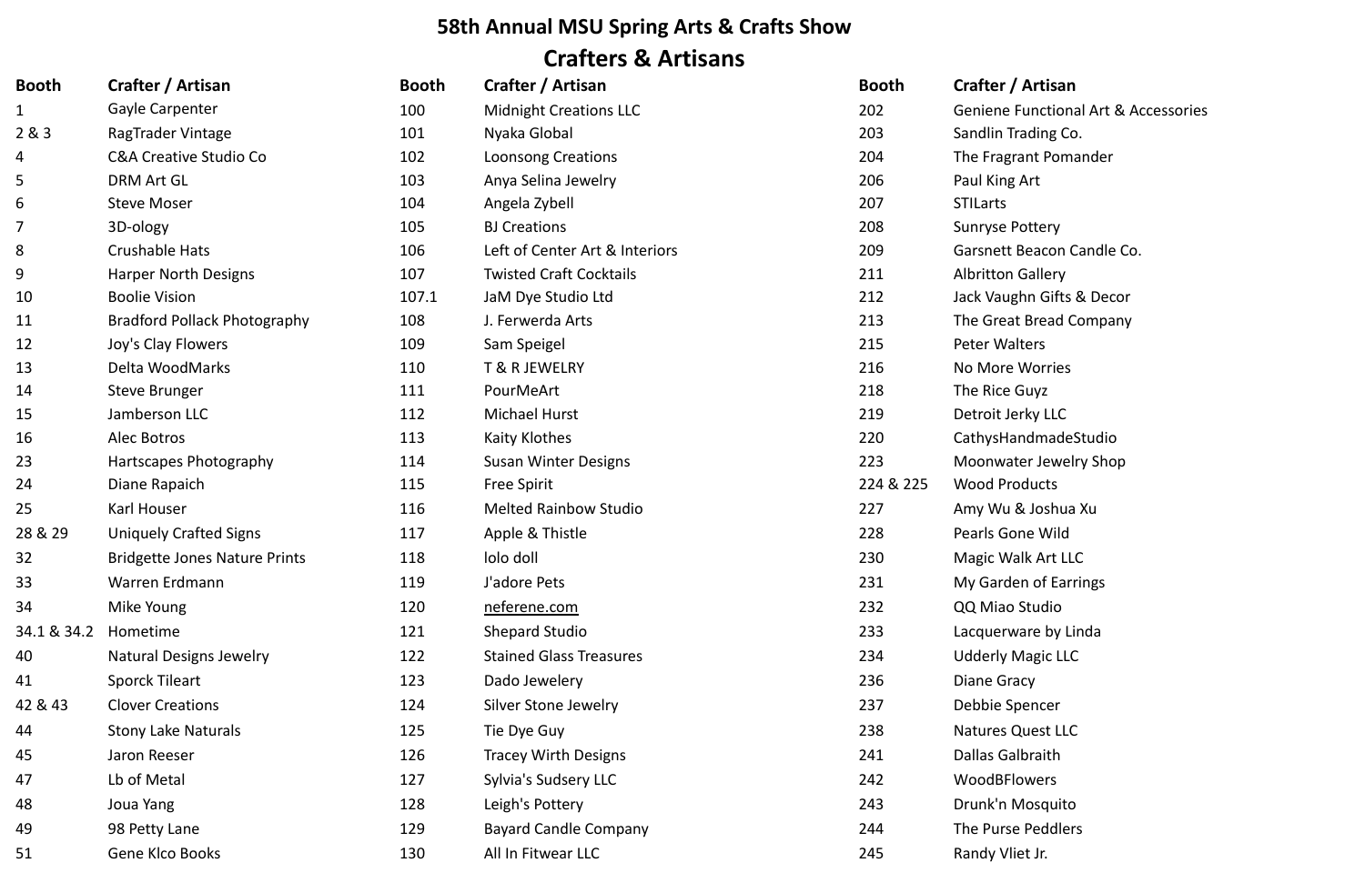# 58th Annual MSU Spring Arts & Crafts Show

## Crafters & Artisans

| Booth | Crafter / Artisan |
|---|---|
| 1 | Gayle Carpenter |
| 2 & 3 | RagTrader Vintage |
| 4 | C&A Creative Studio Co |
| 5 | DRM Art GL |
| 6 | Steve Moser |
| 7 | 3D-ology |
| 8 | Crushable Hats |
| 9 | Harper North Designs |
| 10 | Boolie Vision |
| 11 | Bradford Pollack Photography |
| 12 | Joy's Clay Flowers |
| 13 | Delta WoodMarks |
| 14 | Steve Brunger |
| 15 | Jamberson LLC |
| 16 | Alec Botros |
| 23 | Hartscapes Photography |
| 24 | Diane Rapaich |
| 25 | Karl Houser |
| 28 & 29 | Uniquely Crafted Signs |
| 32 | Bridgette Jones Nature Prints |
| 33 | Warren Erdmann |
| 34 | Mike Young |
| 34.1 & 34.2 | Hometime |
| 40 | Natural Designs Jewelry |
| 41 | Sporck Tileart |
| 42 & 43 | Clover Creations |
| 44 | Stony Lake Naturals |
| 45 | Jaron Reeser |
| 47 | Lb of Metal |
| 48 | Joua Yang |
| 49 | 98 Petty Lane |
| 51 | Gene Klco Books |
| 100 | Midnight Creations LLC |
| 101 | Nyaka Global |
| 102 | Loonsong Creations |
| 103 | Anya Selina Jewelry |
| 104 | Angela Zybell |
| 105 | BJ Creations |
| 106 | Left of Center Art & Interiors |
| 107 | Twisted Craft Cocktails |
| 107.1 | JaM Dye Studio Ltd |
| 108 | J. Ferwerda Arts |
| 109 | Sam Speigel |
| 110 | T & R JEWELRY |
| 111 | PourMeArt |
| 112 | Michael Hurst |
| 113 | Kaity Klothes |
| 114 | Susan Winter Designs |
| 115 | Free Spirit |
| 116 | Melted Rainbow Studio |
| 117 | Apple & Thistle |
| 118 | lolo doll |
| 119 | J'adore Pets |
| 120 | neferene.com |
| 121 | Shepard Studio |
| 122 | Stained Glass Treasures |
| 123 | Dado Jewelery |
| 124 | Silver Stone Jewelry |
| 125 | Tie Dye Guy |
| 126 | Tracey Wirth Designs |
| 127 | Sylvia's Sudsery LLC |
| 128 | Leigh's Pottery |
| 129 | Bayard Candle Company |
| 130 | All In Fitwear LLC |
| 202 | Geniene Functional Art & Accessories |
| 203 | Sandlin Trading Co. |
| 204 | The Fragrant Pomander |
| 206 | Paul King Art |
| 207 | STILarts |
| 208 | Sunryse Pottery |
| 209 | Garsnett Beacon Candle Co. |
| 211 | Albritton Gallery |
| 212 | Jack Vaughn Gifts & Decor |
| 213 | The Great Bread Company |
| 215 | Peter Walters |
| 216 | No More Worries |
| 218 | The Rice Guyz |
| 219 | Detroit Jerky LLC |
| 220 | CathysHandmadeStudio |
| 223 | Moonwater Jewelry Shop |
| 224 & 225 | Wood Products |
| 227 | Amy Wu & Joshua Xu |
| 228 | Pearls Gone Wild |
| 230 | Magic Walk Art LLC |
| 231 | My Garden of Earrings |
| 232 | QQ Miao Studio |
| 233 | Lacquerware by Linda |
| 234 | Udderly Magic LLC |
| 236 | Diane Gracy |
| 237 | Debbie Spencer |
| 238 | Natures Quest LLC |
| 241 | Dallas Galbraith |
| 242 | WoodBFlowers |
| 243 | Drunk'n Mosquito |
| 244 | The Purse Peddlers |
| 245 | Randy Vliet Jr. |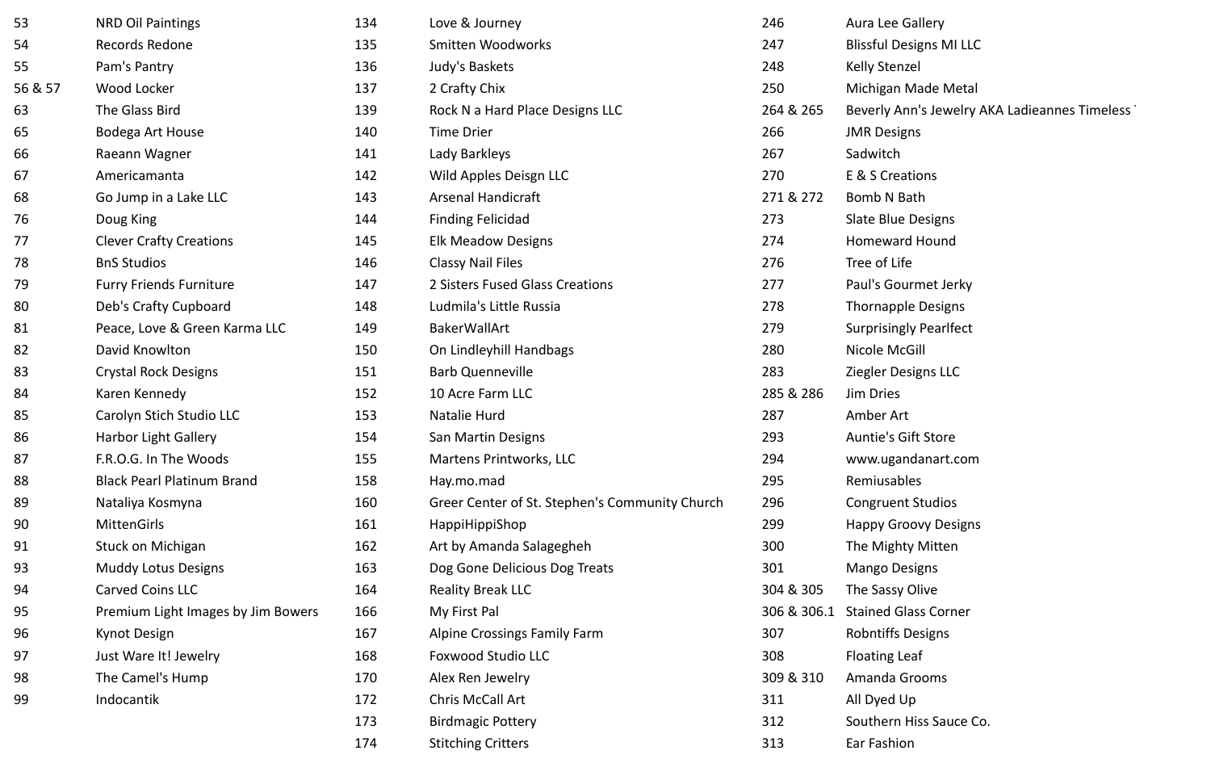| | |
|---|---|
| 53 | NRD Oil Paintings |
| 54 | Records Redone |
| 55 | Pam's Pantry |
| 56 & 57 | Wood Locker |
| 63 | The Glass Bird |
| 65 | Bodega Art House |
| 66 | Raeann Wagner |
| 67 | Americamanta |
| 68 | Go Jump in a Lake LLC |
| 76 | Doug King |
| 77 | Clever Crafty Creations |
| 78 | BnS Studios |
| 79 | Furry Friends Furniture |
| 80 | Deb's Crafty Cupboard |
| 81 | Peace, Love & Green Karma LLC |
| 82 | David Knowlton |
| 83 | Crystal Rock Designs |
| 84 | Karen Kennedy |
| 85 | Carolyn Stich Studio LLC |
| 86 | Harbor Light Gallery |
| 87 | F.R.O.G. In The Woods |
| 88 | Black Pearl Platinum Brand |
| 89 | Nataliya Kosmyna |
| 90 | MittenGirls |
| 91 | Stuck on Michigan |
| 93 | Muddy Lotus Designs |
| 94 | Carved Coins LLC |
| 95 | Premium Light Images by Jim Bowers |
| 96 | Kynot Design |
| 97 | Just Ware It! Jewelry |
| 98 | The Camel's Hump |
| 99 | Indocantik |
| 134 | Love & Journey |
| 135 | Smitten Woodworks |
| 136 | Judy's Baskets |
| 137 | 2 Crafty Chix |
| 139 | Rock N a Hard Place Designs LLC |
| 140 | Time Drier |
| 141 | Lady Barkleys |
| 142 | Wild Apples Deisgn LLC |
| 143 | Arsenal Handicraft |
| 144 | Finding Felicidad |
| 145 | Elk Meadow Designs |
| 146 | Classy Nail Files |
| 147 | 2 Sisters Fused Glass Creations |
| 148 | Ludmila's Little Russia |
| 149 | BakerWallArt |
| 150 | On Lindleyhill Handbags |
| 151 | Barb Quenneville |
| 152 | 10 Acre Farm LLC |
| 153 | Natalie Hurd |
| 154 | San Martin Designs |
| 155 | Martens Printworks, LLC |
| 158 | Hay.mo.mad |
| 160 | Greer Center of St. Stephen's Community Church |
| 161 | HappiHippiShop |
| 162 | Art by Amanda Salagegheh |
| 163 | Dog Gone Delicious Dog Treats |
| 164 | Reality Break LLC |
| 166 | My First Pal |
| 167 | Alpine Crossings Family Farm |
| 168 | Foxwood Studio LLC |
| 170 | Alex Ren Jewelry |
| 172 | Chris McCall Art |
| 173 | Birdmagic Pottery |
| 174 | Stitching Critters |
| 246 | Aura Lee Gallery |
| 247 | Blissful Designs MI LLC |
| 248 | Kelly Stenzel |
| 250 | Michigan Made Metal |
| 264 & 265 | Beverly Ann's Jewelry AKA Ladieannes Timeless |
| 266 | JMR Designs |
| 267 | Sadwitch |
| 270 | E & S Creations |
| 271 & 272 | Bomb N Bath |
| 273 | Slate Blue Designs |
| 274 | Homeward Hound |
| 276 | Tree of Life |
| 277 | Paul's Gourmet Jerky |
| 278 | Thornapple Designs |
| 279 | Surprisingly Pearlfect |
| 280 | Nicole McGill |
| 283 | Ziegler Designs LLC |
| 285 & 286 | Jim Dries |
| 287 | Amber Art |
| 293 | Auntie's Gift Store |
| 294 | www.ugandanart.com |
| 295 | Remiusables |
| 296 | Congruent Studios |
| 299 | Happy Groovy Designs |
| 300 | The Mighty Mitten |
| 301 | Mango Designs |
| 304 & 305 | The Sassy Olive |
| 306 & 306.1 | Stained Glass Corner |
| 307 | Robntiffs Designs |
| 308 | Floating Leaf |
| 309 & 310 | Amanda Grooms |
| 311 | All Dyed Up |
| 312 | Southern Hiss Sauce Co. |
| 313 | Ear Fashion |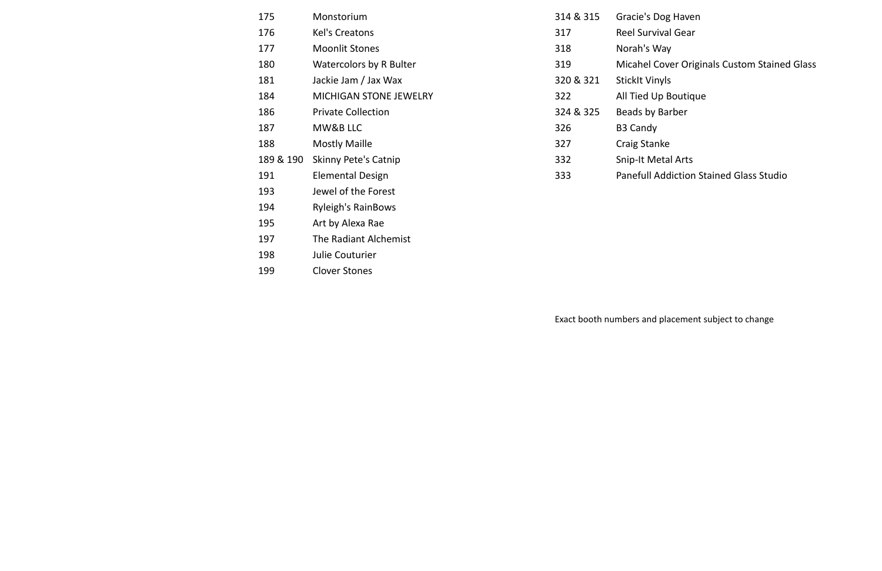| | |
|---|---|
| 175 | Monstorium |
| 176 | Kel's Creatons |
| 177 | Moonlit Stones |
| 180 | Watercolors by R Bulter |
| 181 | Jackie Jam / Jax Wax |
| 184 | MICHIGAN STONE JEWELRY |
| 186 | Private Collection |
| 187 | MW&B LLC |
| 188 | Mostly Maille |
| 189 & 190 | Skinny Pete's Catnip |
| 191 | Elemental Design |
| 193 | Jewel of the Forest |
| 194 | Ryleigh's RainBows |
| 195 | Art by Alexa Rae |
| 197 | The Radiant Alchemist |
| 198 | Julie Couturier |
| 199 | Clover Stones |
| 314 & 315 | Gracie's Dog Haven |
| 317 | Reel Survival Gear |
| 318 | Norah's Way |
| 319 | Micahel Cover Originals Custom Stained Glass |
| 320 & 321 | StickIt Vinyls |
| 322 | All Tied Up Boutique |
| 324 & 325 | Beads by Barber |
| 326 | B3 Candy |
| 327 | Craig Stanke |
| 332 | Snip-It Metal Arts |
| 333 | Panefull Addiction Stained Glass Studio |

Exact booth numbers and placement subject to change